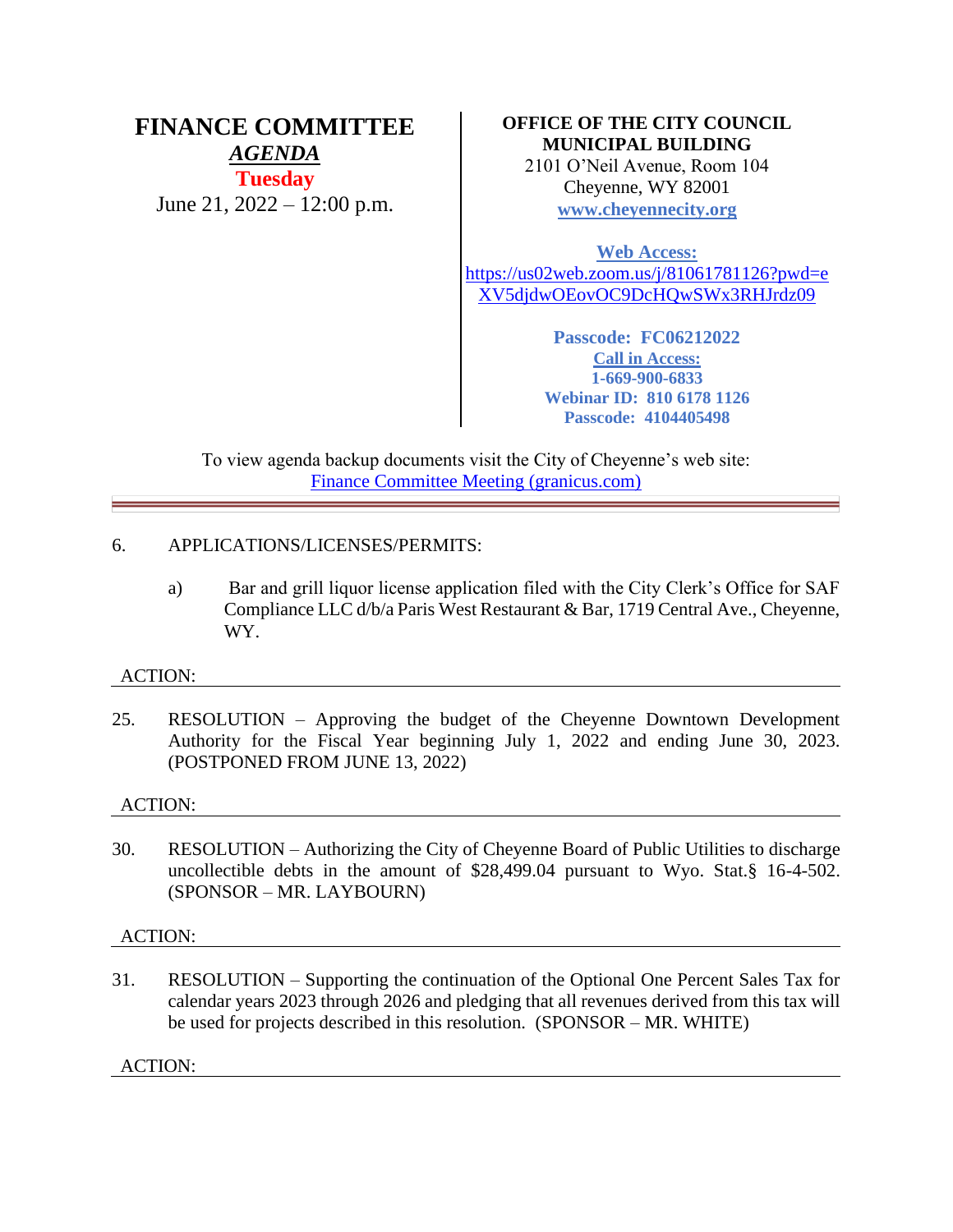# FINANCE COMMITTEE

***AGENDA***

**Tuesday**

June 21, 2022 – 12:00 p.m.

**OFFICE OF THE CITY COUNCIL**
**MUNICIPAL BUILDING**
2101 O'Neil Avenue, Room 104
Cheyenne, WY 82001
**www.cheyennecity.org**

**Web Access:**
https://us02web.zoom.us/j/81061781126?pwd=eXV5djdwOEovOC9DcHQwSWx3RHJrdz09

**Passcode: FC06212022**
**Call in Access:**
**1-669-900-6833**
**Webinar ID: 810 6178 1126**
**Passcode: 4104405498**

To view agenda backup documents visit the City of Cheyenne's web site:
Finance Committee Meeting (granicus.com)

---

6. APPLICATIONS/LICENSES/PERMITS:

   a) Bar and grill liquor license application filed with the City Clerk's Office for SAF Compliance LLC d/b/a Paris West Restaurant & Bar, 1719 Central Ave., Cheyenne, WY.

ACTION:

---

25. RESOLUTION – Approving the budget of the Cheyenne Downtown Development Authority for the Fiscal Year beginning July 1, 2022 and ending June 30, 2023. (POSTPONED FROM JUNE 13, 2022)

ACTION:

---

30. RESOLUTION – Authorizing the City of Cheyenne Board of Public Utilities to discharge uncollectible debts in the amount of $28,499.04 pursuant to Wyo. Stat.§ 16-4-502. (SPONSOR – MR. LAYBOURN)

ACTION:

---

31. RESOLUTION – Supporting the continuation of the Optional One Percent Sales Tax for calendar years 2023 through 2026 and pledging that all revenues derived from this tax will be used for projects described in this resolution. (SPONSOR – MR. WHITE)

ACTION:

---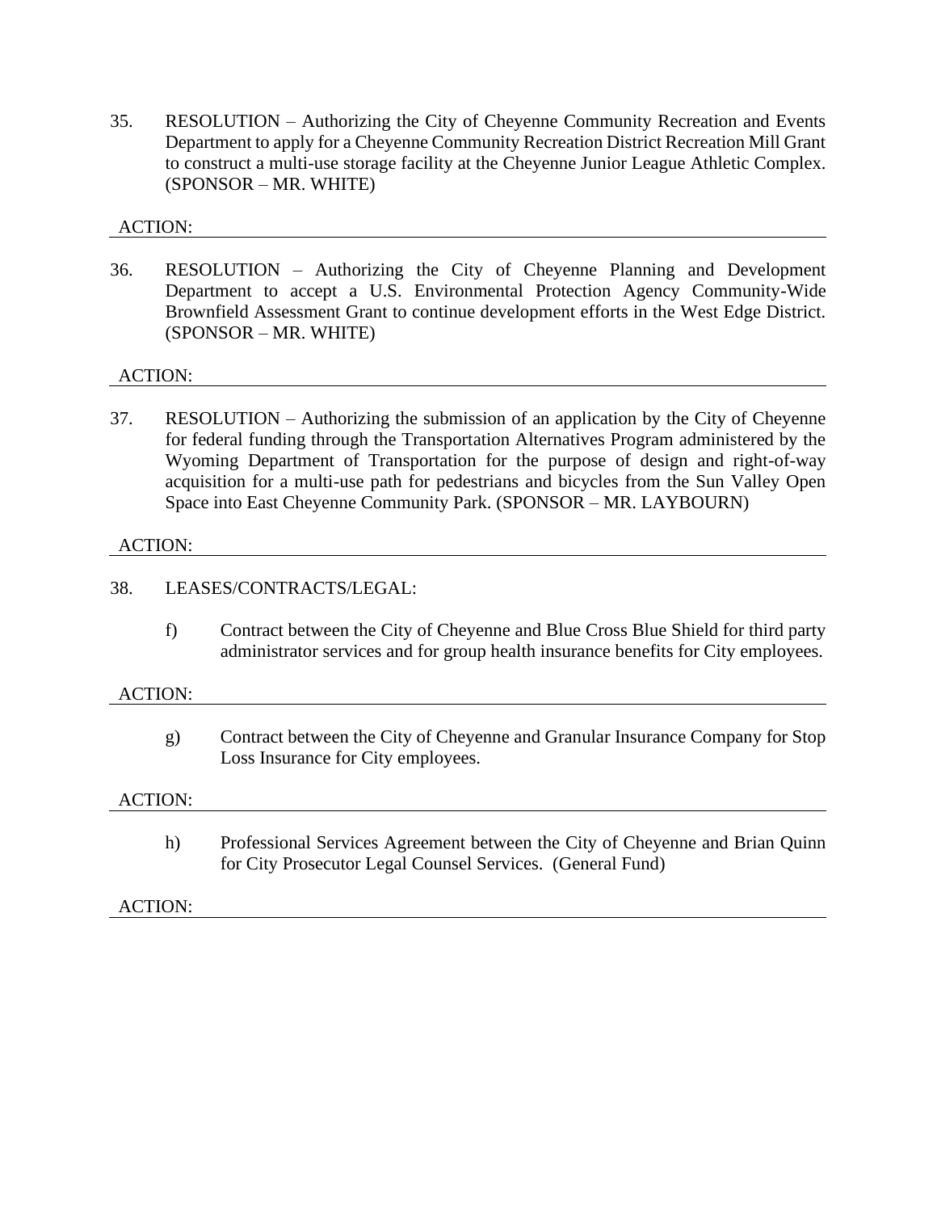35. RESOLUTION – Authorizing the City of Cheyenne Community Recreation and Events Department to apply for a Cheyenne Community Recreation District Recreation Mill Grant to construct a multi-use storage facility at the Cheyenne Junior League Athletic Complex. (SPONSOR – MR. WHITE)

ACTION:

---

36. RESOLUTION – Authorizing the City of Cheyenne Planning and Development Department to accept a U.S. Environmental Protection Agency Community-Wide Brownfield Assessment Grant to continue development efforts in the West Edge District. (SPONSOR – MR. WHITE)

ACTION:

---

37. RESOLUTION – Authorizing the submission of an application by the City of Cheyenne for federal funding through the Transportation Alternatives Program administered by the Wyoming Department of Transportation for the purpose of design and right-of-way acquisition for a multi-use path for pedestrians and bicycles from the Sun Valley Open Space into East Cheyenne Community Park. (SPONSOR – MR. LAYBOURN)

ACTION:

---

38. LEASES/CONTRACTS/LEGAL:

    f) Contract between the City of Cheyenne and Blue Cross Blue Shield for third party administrator services and for group health insurance benefits for City employees.

ACTION:

---

    g) Contract between the City of Cheyenne and Granular Insurance Company for Stop Loss Insurance for City employees.

ACTION:

---

    h) Professional Services Agreement between the City of Cheyenne and Brian Quinn for City Prosecutor Legal Counsel Services. (General Fund)

ACTION:

---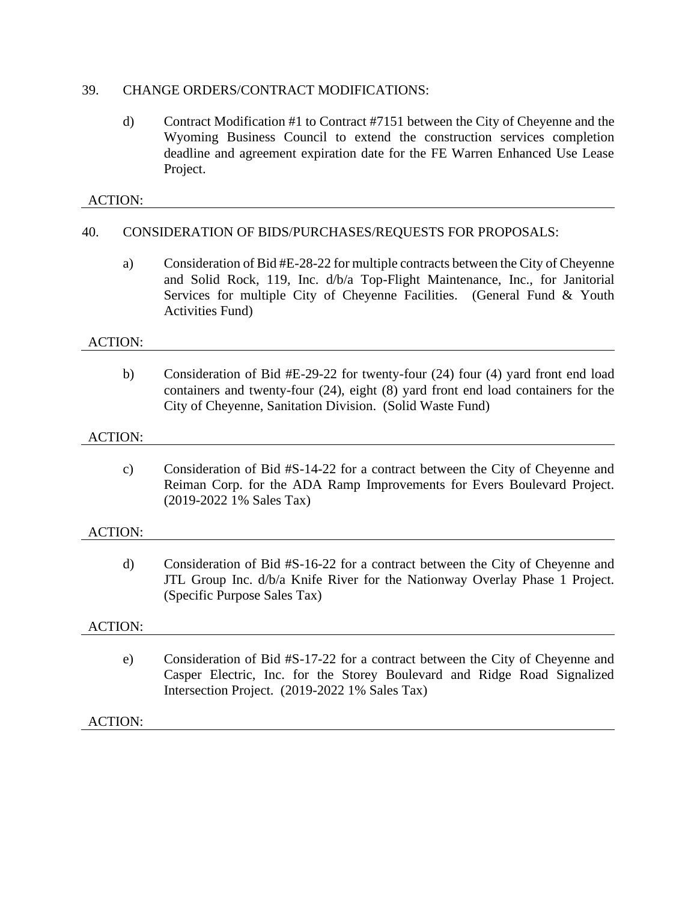39. CHANGE ORDERS/CONTRACT MODIFICATIONS:

d) Contract Modification #1 to Contract #7151 between the City of Cheyenne and the Wyoming Business Council to extend the construction services completion deadline and agreement expiration date for the FE Warren Enhanced Use Lease Project.

ACTION:

---

40. CONSIDERATION OF BIDS/PURCHASES/REQUESTS FOR PROPOSALS:

a) Consideration of Bid #E-28-22 for multiple contracts between the City of Cheyenne and Solid Rock, 119, Inc. d/b/a Top-Flight Maintenance, Inc., for Janitorial Services for multiple City of Cheyenne Facilities. (General Fund & Youth Activities Fund)

ACTION:

---

b) Consideration of Bid #E-29-22 for twenty-four (24) four (4) yard front end load containers and twenty-four (24), eight (8) yard front end load containers for the City of Cheyenne, Sanitation Division. (Solid Waste Fund)

ACTION:

---

c) Consideration of Bid #S-14-22 for a contract between the City of Cheyenne and Reiman Corp. for the ADA Ramp Improvements for Evers Boulevard Project. (2019-2022 1% Sales Tax)

ACTION:

---

d) Consideration of Bid #S-16-22 for a contract between the City of Cheyenne and JTL Group Inc. d/b/a Knife River for the Nationway Overlay Phase 1 Project. (Specific Purpose Sales Tax)

ACTION:

---

e) Consideration of Bid #S-17-22 for a contract between the City of Cheyenne and Casper Electric, Inc. for the Storey Boulevard and Ridge Road Signalized Intersection Project. (2019-2022 1% Sales Tax)

ACTION:

---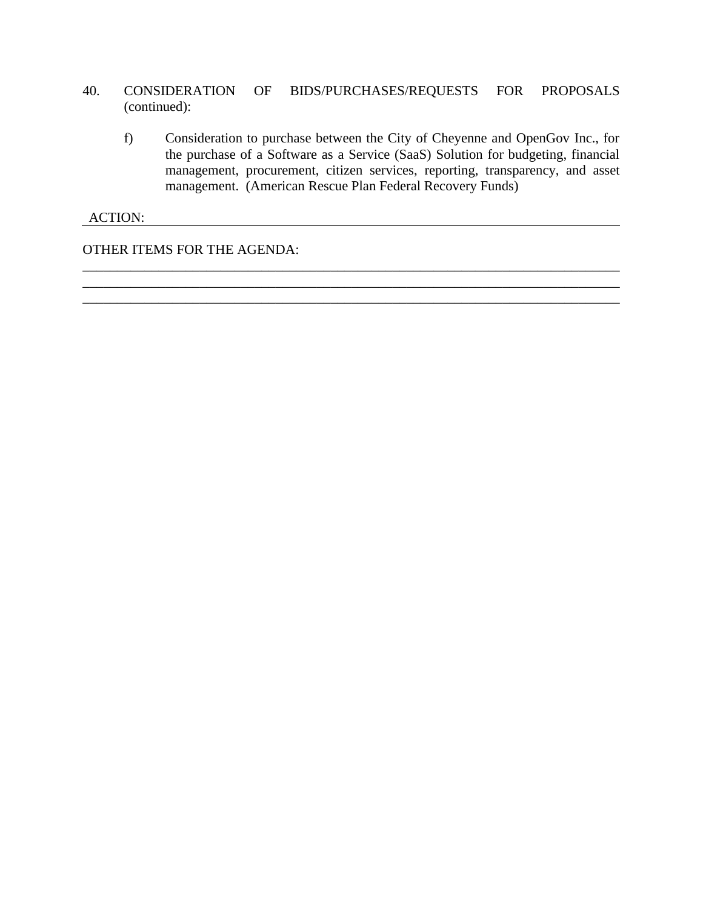40. CONSIDERATION OF BIDS/PURCHASES/REQUESTS FOR PROPOSALS (continued):

f) Consideration to purchase between the City of Cheyenne and OpenGov Inc., for the purchase of a Software as a Service (SaaS) Solution for budgeting, financial management, procurement, citizen services, reporting, transparency, and asset management. (American Rescue Plan Federal Recovery Funds)

ACTION: ______________________________________________________________________

OTHER ITEMS FOR THE AGENDA:

______________________________________________________________________

______________________________________________________________________

______________________________________________________________________